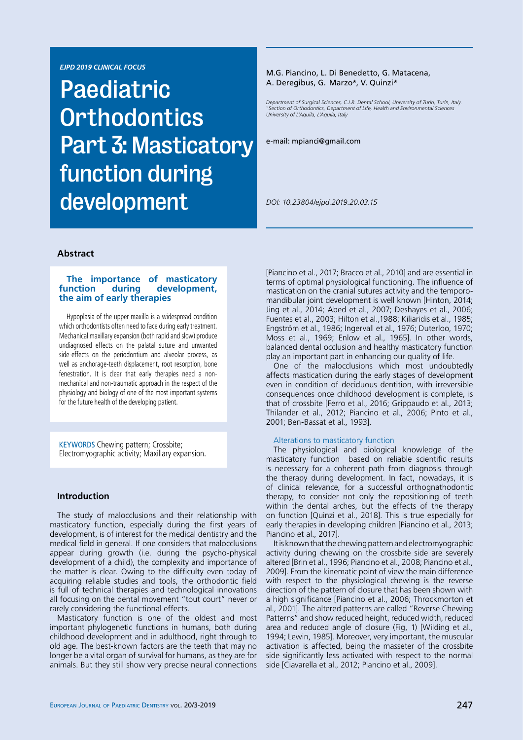*EJPD 2019 CLINICAL FOCUS*

# Paediatric Orthodontics Part 3: Masticatory function during development

M.G. Piancino, L. Di Benedetto, G. Matacena, A. Deregibus, G. Marzo*, V. Quinzi*

*Department of Surgical Sciences, C.I.R. Dental School, University of Turin, Turin, Italy.*
*\* Section of Orthodontics, Department of Life, Health and Environmental Sciences University of L'Aquila, L'Aquila, Italy*

e-mail: mpianci@gmail.com

*DOI: 10.23804/ejpd.2019.20.03.15*

## Abstract

### The importance of masticatory function during development, the aim of early therapies

Hypoplasia of the upper maxilla is a widespread condition which orthodontists often need to face during early treatment. Mechanical maxillary expansion (both rapid and slow) produce undiagnosed effects on the palatal suture and unwanted side-effects on the periodontium and alveolar process, as well as anchorage-teeth displacement, root resorption, bone fenestration. It is clear that early therapies need a non-mechanical and non-traumatic approach in the respect of the physiology and biology of one of the most important systems for the future health of the developing patient.

KEYWORDS Chewing pattern; Crossbite; Electromyographic activity; Maxillary expansion.

## Introduction

The study of malocclusions and their relationship with masticatory function, especially during the first years of development, is of interest for the medical dentistry and the medical field in general. If one considers that malocclusions appear during growth (i.e. during the psycho-physical development of a child), the complexity and importance of the matter is clear. Owing to the difficulty even today of acquiring reliable studies and tools, the orthodontic field is full of technical therapies and technological innovations all focusing on the dental movement "tout court" never or rarely considering the functional effects.

Masticatory function is one of the oldest and most important phylogenetic functions in humans, both during childhood development and in adulthood, right through to old age. The best-known factors are the teeth that may no longer be a vital organ of survival for humans, as they are for animals. But they still show very precise neural connections [Piancino et al., 2017; Bracco et al., 2010] and are essential in terms of optimal physiological functioning. The influence of mastication on the cranial sutures activity and the temporo-mandibular joint development is well known [Hinton, 2014; Jing et al., 2014; Abed et al., 2007; Deshayes et al., 2006; Fuentes et al., 2003; Hilton et al.,1988; Kiliaridis et al., 1985; Engström et al., 1986; Ingervall et al., 1976; Duterloo, 1970; Moss et al., 1969; Enlow et al., 1965]. In other words, balanced dental occlusion and healthy masticatory function play an important part in enhancing our quality of life.

One of the malocclusions which most undoubtedly affects mastication during the early stages of development even in condition of deciduous dentition, with irreversible consequences once childhood development is complete, is that of crossbite [Ferro et al., 2016; Grippaudo et al., 2013; Thilander et al., 2012; Piancino et al., 2006; Pinto et al., 2001; Ben-Bassat et al., 1993].

### Alterations to masticatory function

The physiological and biological knowledge of the masticatory function based on reliable scientific results is necessary for a coherent path from diagnosis through the therapy during development. In fact, nowadays, it is of clinical relevance, for a successful orthognathodontic therapy, to consider not only the repositioning of teeth within the dental arches, but the effects of the therapy on function [Quinzi et al., 2018]. This is true especially for early therapies in developing children [Piancino et al., 2013; Piancino et al., 2017].

It is known that the chewing pattern and electromyographic activity during chewing on the crossbite side are severely altered [Brin et al., 1996; Piancino et al., 2008; Piancino et al., 2009]. From the kinematic point of view the main difference with respect to the physiological chewing is the reverse direction of the pattern of closure that has been shown with a high significance [Piancino et al., 2006; Throckmorton et al., 2001]. The altered patterns are called "Reverse Chewing Patterns" and show reduced height, reduced width, reduced area and reduced angle of closure (Fig, 1) [Wilding et al., 1994; Lewin, 1985]. Moreover, very important, the muscular activation is affected, being the masseter of the crossbite side significantly less activated with respect to the normal side [Ciavarella et al., 2012; Piancino et al., 2009].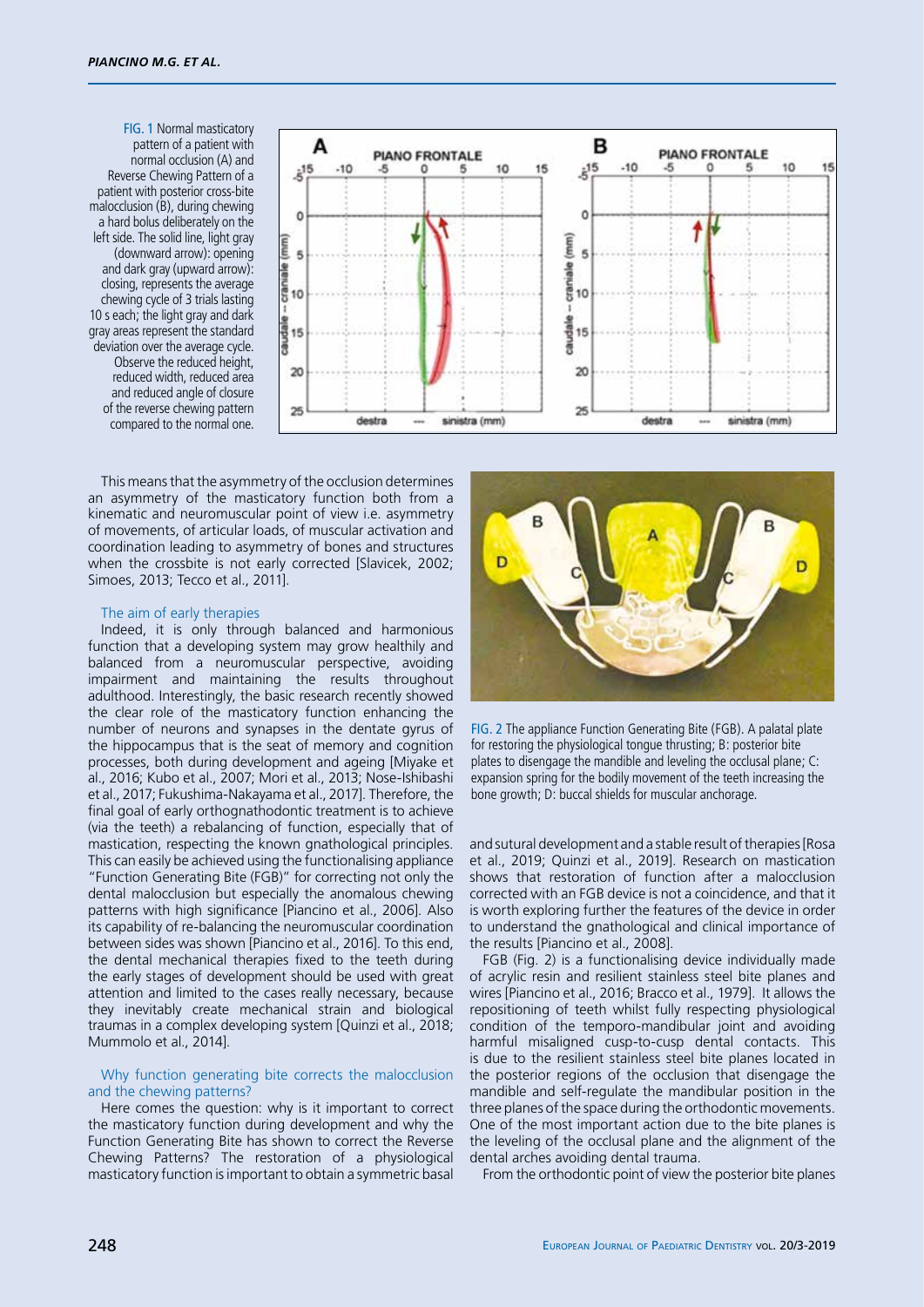FIG. 1 Normal masticatory pattern of a patient with normal occlusion (A) and Reverse Chewing Pattern of a patient with posterior cross-bite malocclusion (B), during chewing a hard bolus deliberately on the left side. The solid line, light gray (downward arrow): opening and dark gray (upward arrow): closing, represents the average chewing cycle of 3 trials lasting 10 s each; the light gray and dark gray areas represent the standard deviation over the average cycle. Observe the reduced height, reduced width, reduced area and reduced angle of closure of the reverse chewing pattern compared to the normal one.

This means that the asymmetry of the occlusion determines an asymmetry of the masticatory function both from a kinematic and neuromuscular point of view i.e. asymmetry of movements, of articular loads, of muscular activation and coordination leading to asymmetry of bones and structures when the crossbite is not early corrected [Slavicek, 2002; Simoes, 2013; Tecco et al., 2011].

### The aim of early therapies

Indeed, it is only through balanced and harmonious function that a developing system may grow healthily and balanced from a neuromuscular perspective, avoiding impairment and maintaining the results throughout adulthood. Interestingly, the basic research recently showed the clear role of the masticatory function enhancing the number of neurons and synapses in the dentate gyrus of the hippocampus that is the seat of memory and cognition processes, both during development and ageing [Miyake et al., 2016; Kubo et al., 2007; Mori et al., 2013; Nose-Ishibashi et al., 2017; Fukushima-Nakayama et al., 2017]. Therefore, the final goal of early orthognathodontic treatment is to achieve (via the teeth) a rebalancing of function, especially that of mastication, respecting the known gnathological principles. This can easily be achieved using the functionalising appliance "Function Generating Bite (FGB)" for correcting not only the dental malocclusion but especially the anomalous chewing patterns with high significance [Piancino et al., 2006]. Also its capability of re-balancing the neuromuscular coordination between sides was shown [Piancino et al., 2016]. To this end, the dental mechanical therapies fixed to the teeth during the early stages of development should be used with great attention and limited to the cases really necessary, because they inevitably create mechanical strain and biological traumas in a complex developing system [Quinzi et al., 2018; Mummolo et al., 2014].

### Why function generating bite corrects the malocclusion and the chewing patterns?

Here comes the question: why is it important to correct the masticatory function during development and why the Function Generating Bite has shown to correct the Reverse Chewing Patterns? The restoration of a physiological masticatory function is important to obtain a symmetric basal and sutural development and a stable result of therapies [Rosa et al., 2019; Quinzi et al., 2019]. Research on mastication shows that restoration of function after a malocclusion corrected with an FGB device is not a coincidence, and that it is worth exploring further the features of the device in order to understand the gnathological and clinical importance of the results [Piancino et al., 2008].

FIG. 2 The appliance Function Generating Bite (FGB). A palatal plate for restoring the physiological tongue thrusting; B: posterior bite plates to disengage the mandible and leveling the occlusal plane; C: expansion spring for the bodily movement of the teeth increasing the bone growth; D: buccal shields for muscular anchorage.

FGB (Fig. 2) is a functionalising device individually made of acrylic resin and resilient stainless steel bite planes and wires [Piancino et al., 2016; Bracco et al., 1979]. It allows the repositioning of teeth whilst fully respecting physiological condition of the temporo-mandibular joint and avoiding harmful misaligned cusp-to-cusp dental contacts. This is due to the resilient stainless steel bite planes located in the posterior regions of the occlusion that disengage the mandible and self-regulate the mandibular position in the three planes of the space during the orthodontic movements. One of the most important action due to the bite planes is the leveling of the occlusal plane and the alignment of the dental arches avoiding dental trauma.

From the orthodontic point of view the posterior bite planes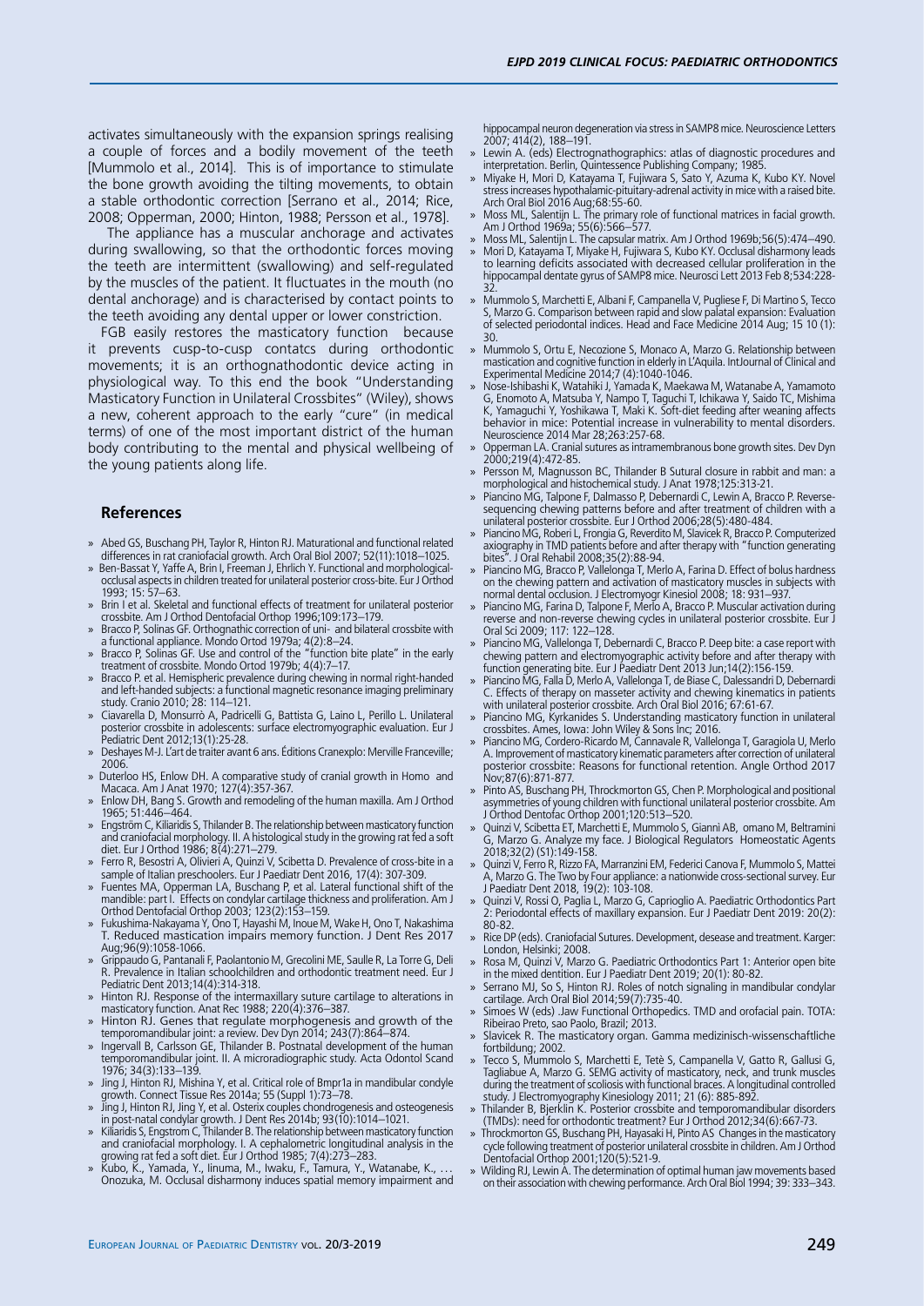activates simultaneously with the expansion springs realising a couple of forces and a bodily movement of the teeth [Mummolo et al., 2014]. This is of importance to stimulate the bone growth avoiding the tilting movements, to obtain a stable orthodontic correction [Serrano et al., 2014; Rice, 2008; Opperman, 2000; Hinton, 1988; Persson et al., 1978].

The appliance has a muscular anchorage and activates during swallowing, so that the orthodontic forces moving the teeth are intermittent (swallowing) and self-regulated by the muscles of the patient. It fluctuates in the mouth (no dental anchorage) and is characterised by contact points to the teeth avoiding any dental upper or lower constriction.

FGB easily restores the masticatory function because it prevents cusp-to-cusp contatcs during orthodontic movements; it is an orthognathodontic device acting in physiological way. To this end the book "Understanding Masticatory Function in Unilateral Crossbites" (Wiley), shows a new, coherent approach to the early "cure" (in medical terms) of one of the most important district of the human body contributing to the mental and physical wellbeing of the young patients along life.

## References

- Abed GS, Buschang PH, Taylor R, Hinton RJ. Maturational and functional related differences in rat craniofacial growth. Arch Oral Biol 2007; 52(11):1018–1025.
- Ben-Bassat Y, Yaffe A, Brin I, Freeman J, Ehrlich Y. Functional and morphological-occlusal aspects in children treated for unilateral posterior cross-bite. Eur J Orthod 1993; 15: 57–63.
- Brin I et al. Skeletal and functional effects of treatment for unilateral posterior crossbite. Am J Orthod Dentofacial Orthop 1996;109:173–179.
- Bracco P, Solinas GF. Orthognathic correction of uni- and bilateral crossbite with a functional appliance. Mondo Ortod 1979a; 4(2):8–24.
- Bracco P, Solinas GF. Use and control of the "function bite plate" in the early treatment of crossbite. Mondo Ortod 1979b; 4(4):7–17.
- Bracco P. et al. Hemispheric prevalence during chewing in normal right-handed and left-handed subjects: a functional magnetic resonance imaging preliminary study. Cranio 2010; 28: 114–121.
- Ciavarella D, Monsurrò A, Padricelli G, Battista G, Laino L, Perillo L. Unilateral posterior crossbite in adolescents: surface electromyographic evaluation. Eur J Pediatric Dent 2012;13(1):25-28.
- Deshayes M-J. L'art de traiter avant 6 ans. Éditions Cranexplo: Merville Franceville; 2006.
- Duterloo HS, Enlow DH. A comparative study of cranial growth in Homo and Macaca. Am J Anat 1970; 127(4):357-367.
- Enlow DH, Bang S. Growth and remodeling of the human maxilla. Am J Orthod 1965; 51:446–464.
- Engström C, Kiliaridis S, Thilander B. The relationship between masticatory function and craniofacial morphology. II. A histological study in the growing rat fed a soft diet. Eur J Orthod 1986; 8(4):271–279.
- Ferro R, Besostri A, Olivieri A, Quinzi V, Scibetta D. Prevalence of cross-bite in a sample of Italian preschoolers. Eur J Paediatr Dent 2016, 17(4): 307-309.
- Fuentes MA, Opperman LA, Buschang P, et al. Lateral functional shift of the mandible: part I. Effects on condylar cartilage thickness and proliferation. Am J Orthod Dentofacial Orthop 2003; 123(2):153–159.
- Fukushima-Nakayama Y, Ono T, Hayashi M, Inoue M, Wake H, Ono T, Nakashima T. Reduced mastication impairs memory function. J Dent Res 2017 Aug;96(9):1058-1066.
- Grippaudo G, Pantanali F, Paolantonio M, Grecolini ME, Saulle R, La Torre G, Deli R. Prevalence in Italian schoolchildren and orthodontic treatment need. Eur J Pediatric Dent 2013;14(4):314-318.
- Hinton RJ. Response of the intermaxillary suture cartilage to alterations in masticatory function. Anat Rec 1988; 220(4):376–387.
- Hinton RJ. Genes that regulate morphogenesis and growth of the temporomandibular joint: a review. Dev Dyn 2014; 243(7):864–874.
- Ingervall B, Carlsson GE, Thilander B. Postnatal development of the human temporomandibular joint. II. A microradiographic study. Acta Odontol Scand 1976; 34(3):133–139.
- Jing J, Hinton RJ, Mishina Y, et al. Critical role of Bmpr1a in mandibular condyle growth. Connect Tissue Res 2014a; 55 (Suppl 1):73–78.
- Jing J, Hinton RJ, Jing Y, et al. Osterix couples chondrogenesis and osteogenesis in post-natal condylar growth. J Dent Res 2014b; 93(10):1014–1021.
- Kiliaridis S, Engstrom C, Thilander B. The relationship between masticatory function and craniofacial morphology. I. A cephalometric longitudinal analysis in the growing rat fed a soft diet. Eur J Orthod 1985; 7(4):273–283.
- Kubo, K., Yamada, Y., Iinuma, M., Iwaku, F., Tamura, Y., Watanabe, K., … Onozuka, M. Occlusal disharmony induces spatial memory impairment and hippocampal neuron degeneration via stress in SAMP8 mice. Neuroscience Letters 2007; 414(2), 188–191.
- Lewin A. (eds) Electrognathographics: atlas of diagnostic procedures and interpretation. Berlin, Quintessence Publishing Company; 1985.
- Miyake H, Mori D, Katayama T, Fujiwara S, Sato Y, Azuma K, Kubo KY. Novel stress increases hypothalamic-pituitary-adrenal activity in mice with a raised bite. Arch Oral Biol 2016 Aug;68:55-60.
- Moss ML, Salentijn L. The primary role of functional matrices in facial growth. Am J Orthod 1969a; 55(6):566–577.
- Moss ML, Salentijn L. The capsular matrix. Am J Orthod 1969b;56(5):474–490.
- Mori D, Katayama T, Miyake H, Fujiwara S, Kubo KY. Occlusal disharmony leads to learning deficits associated with decreased cellular proliferation in the hippocampal dentate gyrus of SAMP8 mice. Neurosci Lett 2013 Feb 8;534:228-32.
- Mummolo S, Marchetti E, Albani F, Campanella V, Pugliese F, Di Martino S, Tecco S, Marzo G. Comparison between rapid and slow palatal expansion: Evaluation of selected periodontal indices. Head and Face Medicine 2014 Aug; 15 10 (1): 30.
- Mummolo S, Ortu E, Necozione S, Monaco A, Marzo G. Relationship between mastication and cognitive function in elderly in L'Aquila. IntJournal of Clinical and Experimental Medicine 2014;7 (4):1040-1046.
- Nose-Ishibashi K, Watahiki J, Yamada K, Maekawa M, Watanabe A, Yamamoto G, Enomoto A, Matsuba Y, Nampo T, Taguchi T, Ichikawa Y, Saido TC, Mishima K, Yamaguchi Y, Yoshikawa T, Maki K. Soft-diet feeding after weaning affects behavior in mice: Potential increase in vulnerability to mental disorders. Neuroscience 2014 Mar 28;263:257-68.
- Opperman LA. Cranial sutures as intramembranous bone growth sites. Dev Dyn 2000;219(4):472-85.
- Persson M, Magnusson BC, Thilander B Sutural closure in rabbit and man: a morphological and histochemical study. J Anat 1978;125:313-21.
- Piancino MG, Talpone F, Dalmasso P, Debernardi C, Lewin A, Bracco P. Reverse-sequencing chewing patterns before and after treatment of children with a unilateral posterior crossbite. Eur J Orthod 2006;28(5):480-484.
- Piancino MG, Roberi L, Frongia G, Reverdito M, Slavicek R, Bracco P. Computerized axiography in TMD patients before and after therapy with "function generating bites". J Oral Rehabil 2008;35(2):88-94.
- Piancino MG, Bracco P, Vallelonga T, Merlo A, Farina D. Effect of bolus hardness on the chewing pattern and activation of masticatory muscles in subjects with normal dental occlusion. J Electromyogr Kinesiol 2008; 18: 931–937.
- Piancino MG, Farina D, Talpone F, Merlo A, Bracco P. Muscular activation during reverse and non-reverse chewing cycles in unilateral posterior crossbite. Eur J Oral Sci 2009; 117: 122–128.
- Piancino MG, Vallelonga T, Debernardi C, Bracco P. Deep bite: a case report with chewing pattern and electromyographic activity before and after therapy with function generating bite. Eur J Paediatr Dent 2013 Jun;14(2):156-159.
- Piancino MG, Falla D, Merlo A, Vallelonga T, de Biase C, Dalessandri D, Debernardi C. Effects of therapy on masseter activity and chewing kinematics in patients with unilateral posterior crossbite. Arch Oral Biol 2016; 67:61-67.
- Piancino MG, Kyrkanides S. Understanding masticatory function in unilateral crossbites. Ames, Iowa: John Wiley & Sons Inc; 2016.
- Piancino MG, Cordero-Ricardo M, Cannavale R, Vallelonga T, Garagiola U, Merlo A. Improvement of masticatory kinematic parameters after correction of unilateral posterior crossbite: Reasons for functional retention. Angle Orthod 2017 Nov;87(6):871-877.
- Pinto AS, Buschang PH, Throckmorton GS, Chen P. Morphological and positional asymmetries of young children with functional unilateral posterior crossbite. Am J Orthod Dentofac Orthop 2001;120:513–520.
- Quinzi V, Scibetta ET, Marchetti E, Mummolo S, Gianni AB, omano M, Beltramini G, Marzo G. Analyze my face. J Biological Regulators Homeostatic Agents 2018;32(2) (S1):149-158.
- Quinzi V, Ferro R, Rizzo FA, Marranzini EM, Federici Canova F, Mummolo S, Mattei A, Marzo G. The Two by Four appliance: a nationwide cross-sectional survey. Eur J Paediatr Dent 2018, 19(2): 103-108.
- Quinzi V, Rossi O, Paglia L, Marzo G, Caprioglio A. Paediatric Orthodontics Part 2: Periodontal effects of maxillary expansion. Eur J Paediatr Dent 2019: 20(2): 80-82.
- Rice DP (eds). Craniofacial Sutures. Development, desease and treatment. Karger: London, Helsinki; 2008.
- Rosa M, Quinzi V, Marzo G. Paediatric Orthodontics Part 1: Anterior open bite in the mixed dentition. Eur J Paediatr Dent 2019; 20(1): 80-82.
- Serrano MJ, So S, Hinton RJ. Roles of notch signaling in mandibular condylar cartilage. Arch Oral Biol 2014;59(7):735-40.
- Simoes W (eds) .Jaw Functional Orthopedics. TMD and orofacial pain. TOTA: Ribeirao Preto, sao Paolo, Brazil; 2013.
- Slavicek R. The masticatory organ. Gamma medizinisch-wissenschaftliche fortbildung; 2002.
- Tecco S, Mummolo S, Marchetti E, Tetè S, Campanella V, Gatto R, Gallusi G, Tagliabue A, Marzo G. SEMG activity of masticatory, neck, and trunk muscles during the treatment of scoliosis with functional braces. A longitudinal controlled study. J Electromyography Kinesiology 2011; 21 (6): 885-892.
- Thilander B, Bjerklin K. Posterior crossbite and temporomandibular disorders (TMDs): need for orthodontic treatment? Eur J Orthod 2012;34(6):667-73.
- Throckmorton GS, Buschang PH, Hayasaki H, Pinto AS Changes in the masticatory cycle following treatment of posterior unilateral crossbite in children. Am J Orthod Dentofacial Orthop 2001;120(5):521-9.
- Wilding RJ, Lewin A. The determination of optimal human jaw movements based on their association with chewing performance. Arch Oral Biol 1994; 39: 333–343.